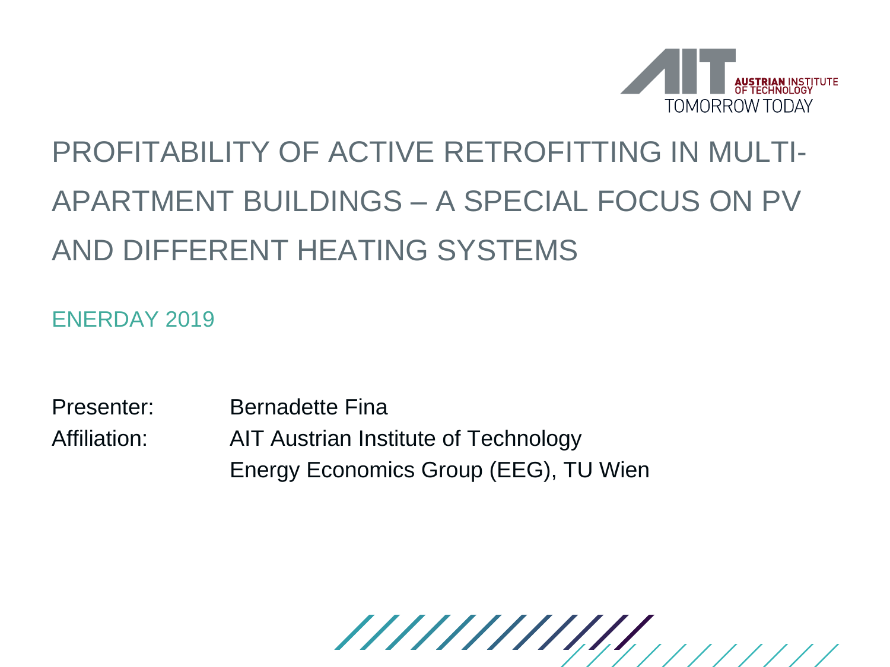AUSTRIAN INSTITUTE OF TECHNOLOGY
TOMORROW TODAY

# PROFITABILITY OF ACTIVE RETROFITTING IN MULTI-APARTMENT BUILDINGS – A SPECIAL FOCUS ON PV AND DIFFERENT HEATING SYSTEMS

ENERDAY 2019

Presenter: Bernadette Fina
Affiliation: AIT Austrian Institute of Technology
Energy Economics Group (EEG), TU Wien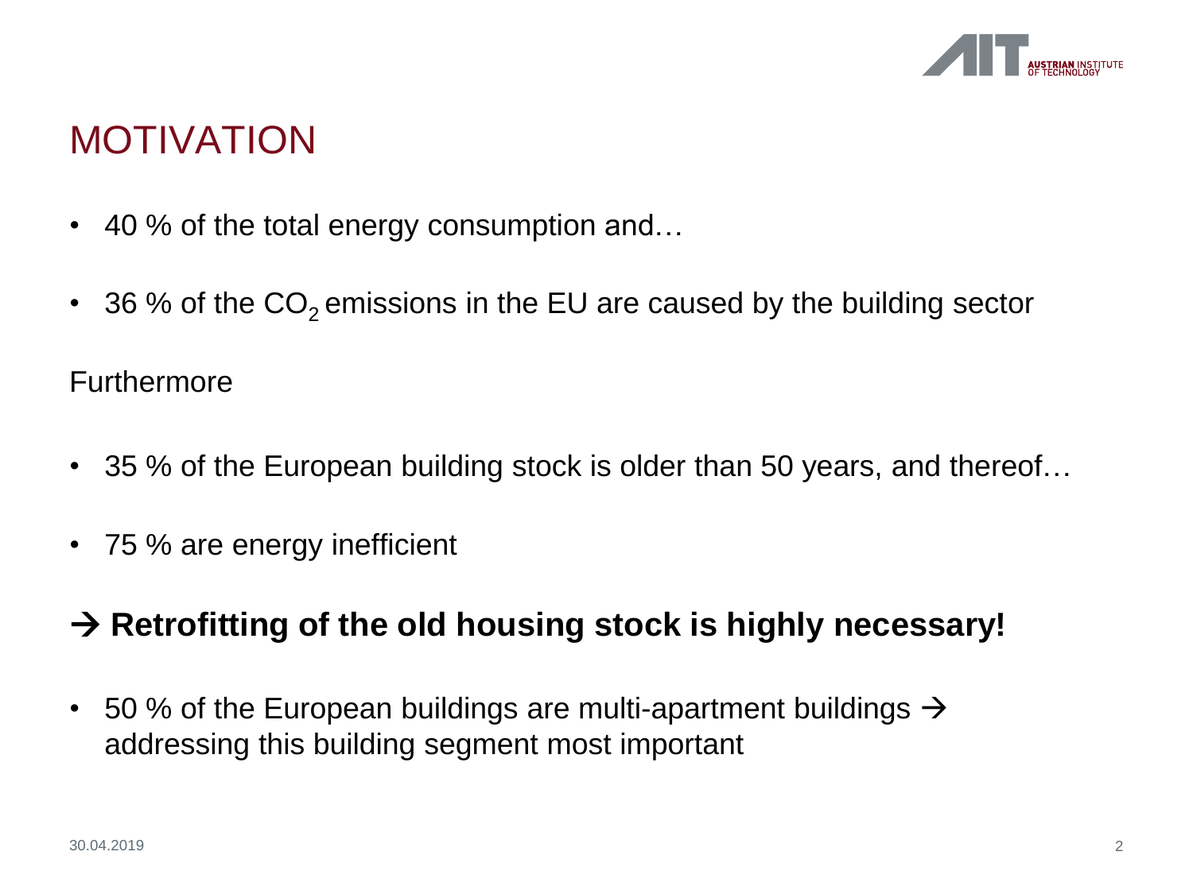# MOTIVATION

- 40 % of the total energy consumption and…
- 36 % of the $CO_2$ emissions in the EU are caused by the building sector

Furthermore

- 35 % of the European building stock is older than 50 years, and thereof…
- 75 % are energy inefficient

## → Retrofitting of the old housing stock is highly necessary!

- 50 % of the European buildings are multi-apartment buildings → addressing this building segment most important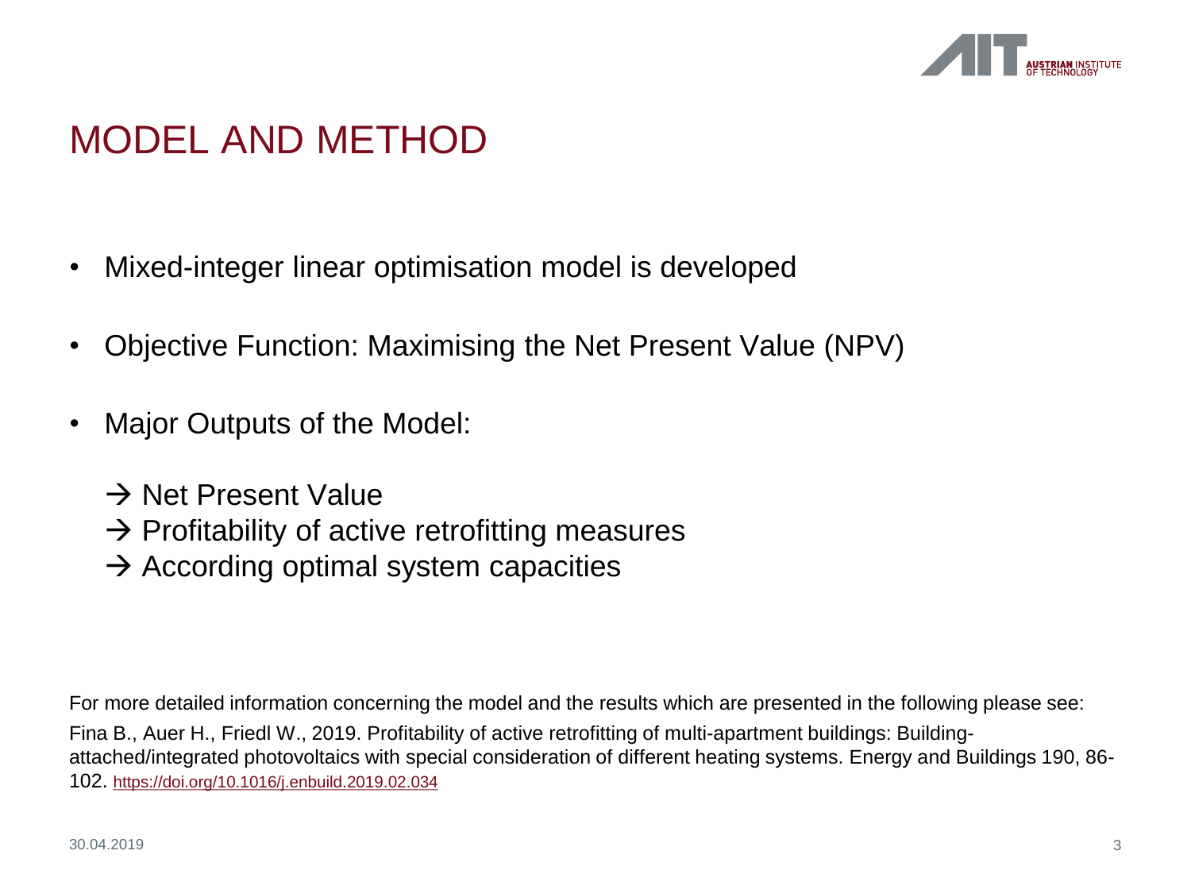# MODEL AND METHOD

- Mixed-integer linear optimisation model is developed
- Objective Function: Maximising the Net Present Value (NPV)
- Major Outputs of the Model:

  → Net Present Value
  → Profitability of active retrofitting measures
  → According optimal system capacities

For more detailed information concerning the model and the results which are presented in the following please see:

Fina B., Auer H., Friedl W., 2019. Profitability of active retrofitting of multi-apartment buildings: Building-attached/integrated photovoltaics with special consideration of different heating systems. Energy and Buildings 190, 86-102. https://doi.org/10.1016/j.enbuild.2019.02.034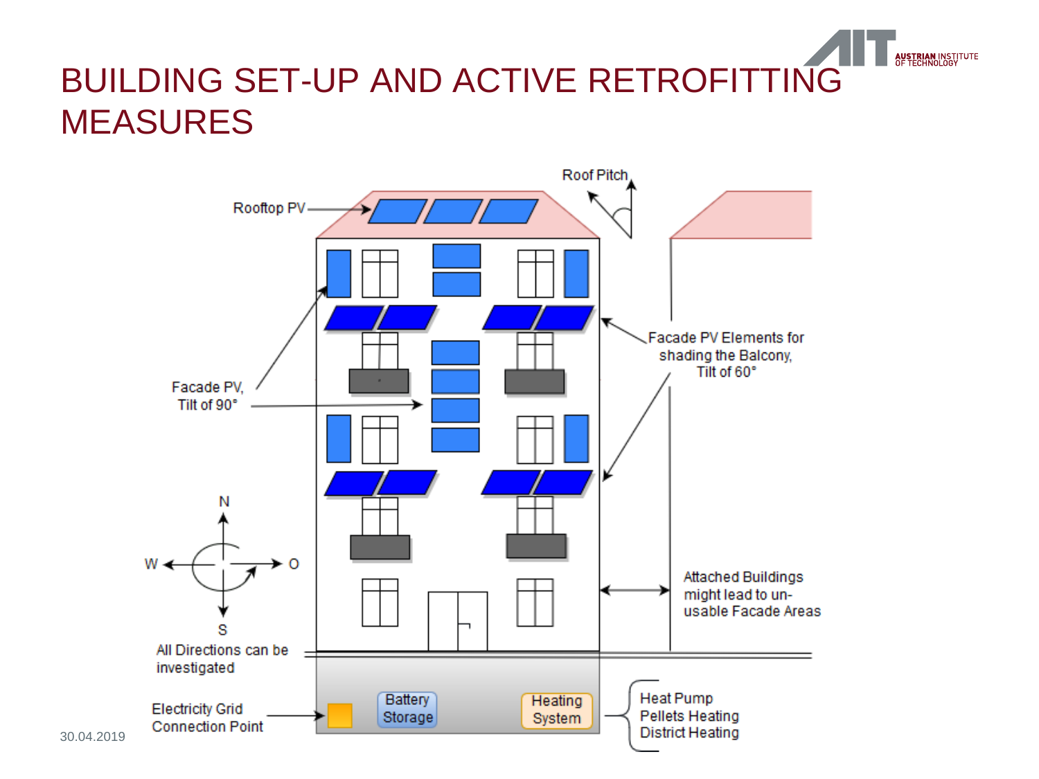# BUILDING SET-UP AND ACTIVE RETROFITTING MEASURES

Rooftop PV

Roof Pitch

Facade PV, Tilt of 90°

Facade PV Elements for shading the Balcony, Tilt of 60°

N

W

O

S

All Directions can be investigated

Attached Buildings might lead to un-usable Facade Areas

Electricity Grid Connection Point

Battery Storage

Heating System

Heat Pump
Pellets Heating
District Heating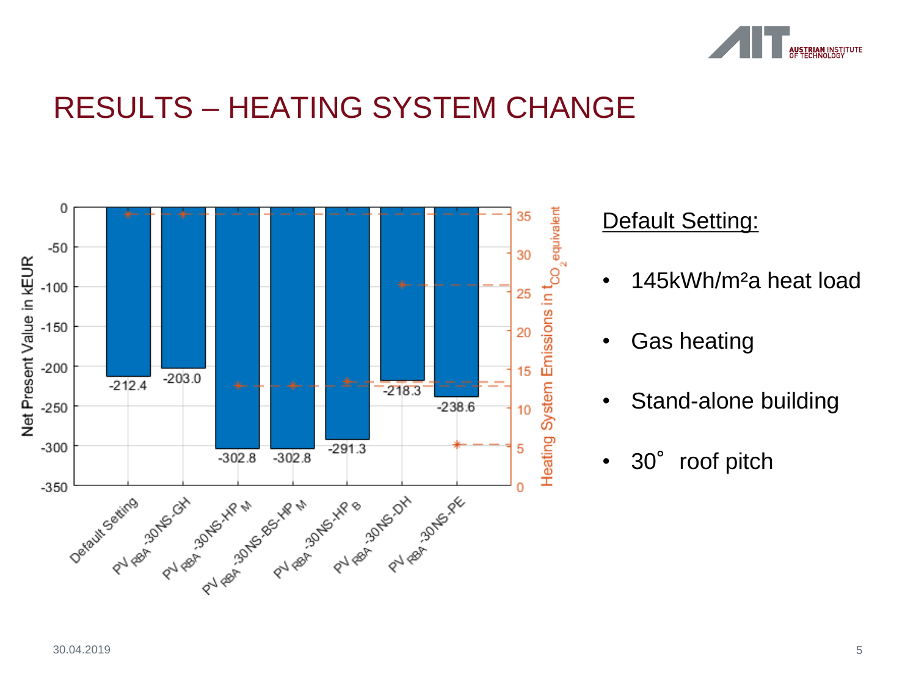# RESULTS – HEATING SYSTEM CHANGE

| Scenario | Net Present Value in kEUR | Heating System Emissions in $t_{CO_2 equivalent}$ |
| --- | --- | --- |
| Default Setting | -212.4 | |
| $PV_{RBA}$-30NS-GH | -203.0 | |
| $PV_{RBA}$-30NS-HP$_M$ | -302.8 | |
| $PV_{RBA}$-30NS-BS-HP$_M$ | -302.8 | |
| $PV_{RBA}$-30NS-HP$_B$ | -291.3 | |
| $PV_{RBA}$-30NS-DH | -218.3 | |
| $PV_{RBA}$-30NS-PE | -238.6 | |

Default Setting:

- 145kWh/m²a heat load
- Gas heating
- Stand-alone building
- 30° roof pitch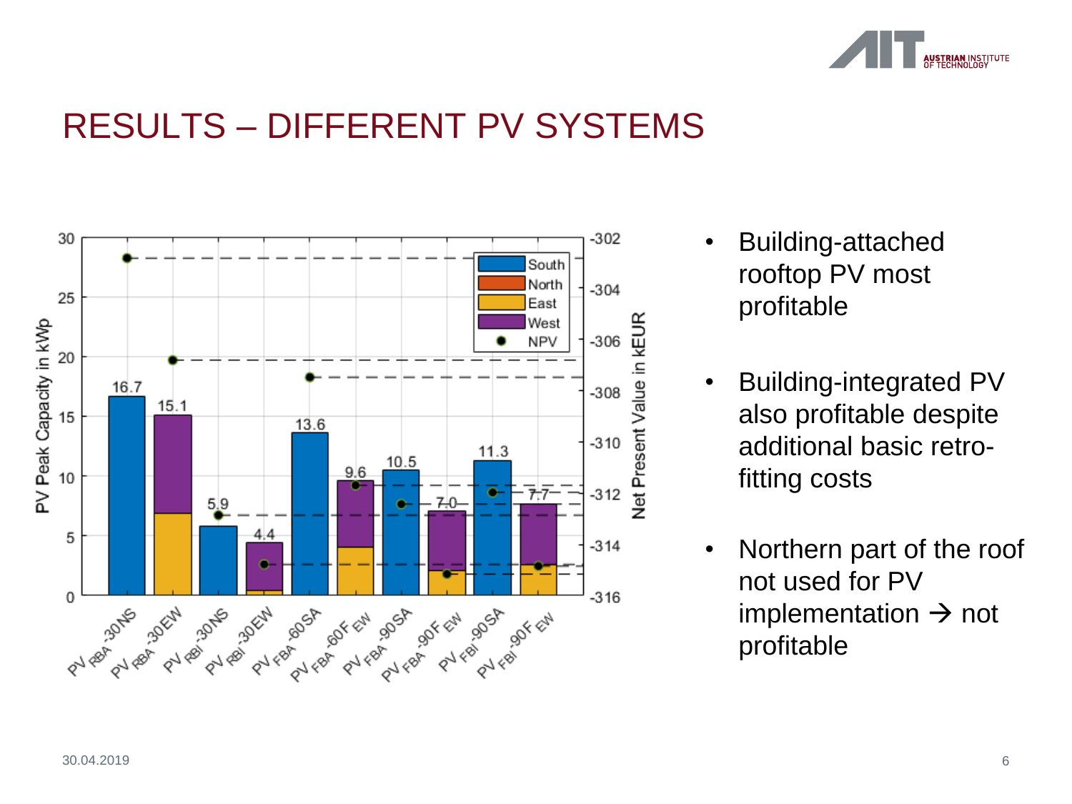# RESULTS – DIFFERENT PV SYSTEMS

- Building-attached rooftop PV most profitable
- Building-integrated PV also profitable despite additional basic retro-fitting costs
- Northern part of the roof not used for PV implementation → not profitable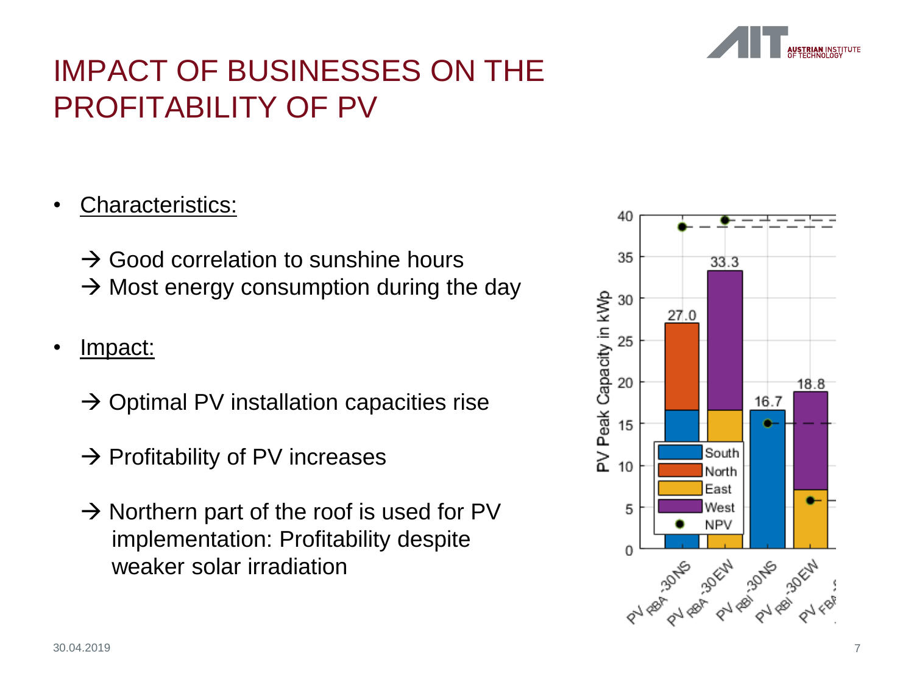# IMPACT OF BUSINESSES ON THE PROFITABILITY OF PV

- Characteristics:

  → Good correlation to sunshine hours
  → Most energy consumption during the day

- Impact:

  → Optimal PV installation capacities rise

  → Profitability of PV increases

  → Northern part of the roof is used for PV implementation: Profitability despite weaker solar irradiation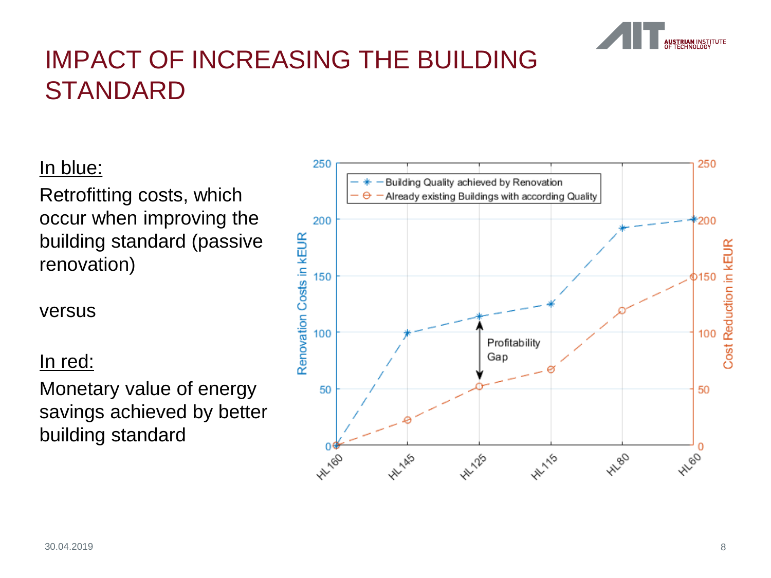# IMPACT OF INCREASING THE BUILDING STANDARD

In blue:

Retrofitting costs, which occur when improving the building standard (passive renovation)

versus

In red:

Monetary value of energy savings achieved by better building standard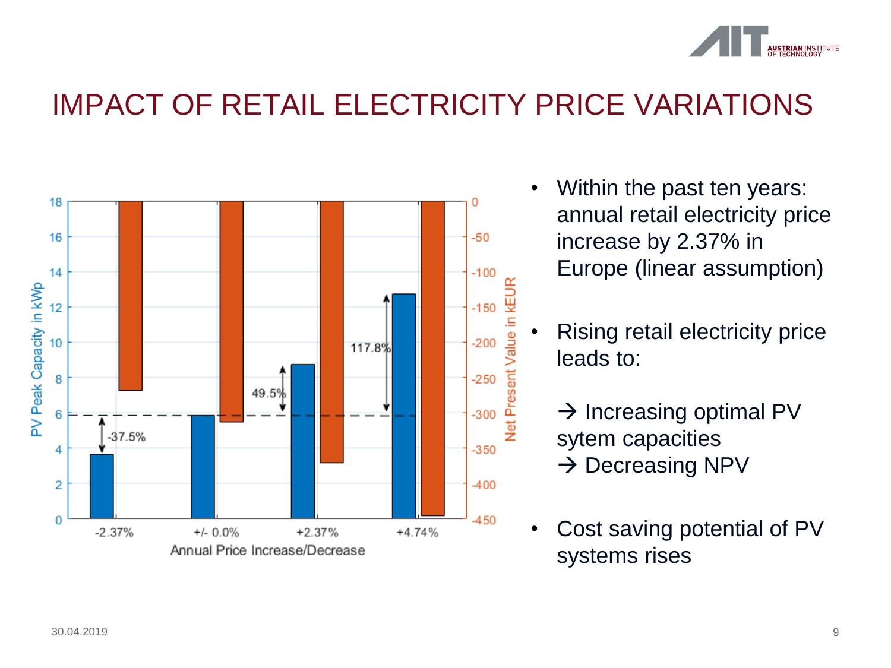# IMPACT OF RETAIL ELECTRICITY PRICE VARIATIONS

- Within the past ten years: annual retail electricity price increase by 2.37% in Europe (linear assumption)

- Rising retail electricity price leads to:

  → Increasing optimal PV sytem capacities
  → Decreasing NPV

- Cost saving potential of PV systems rises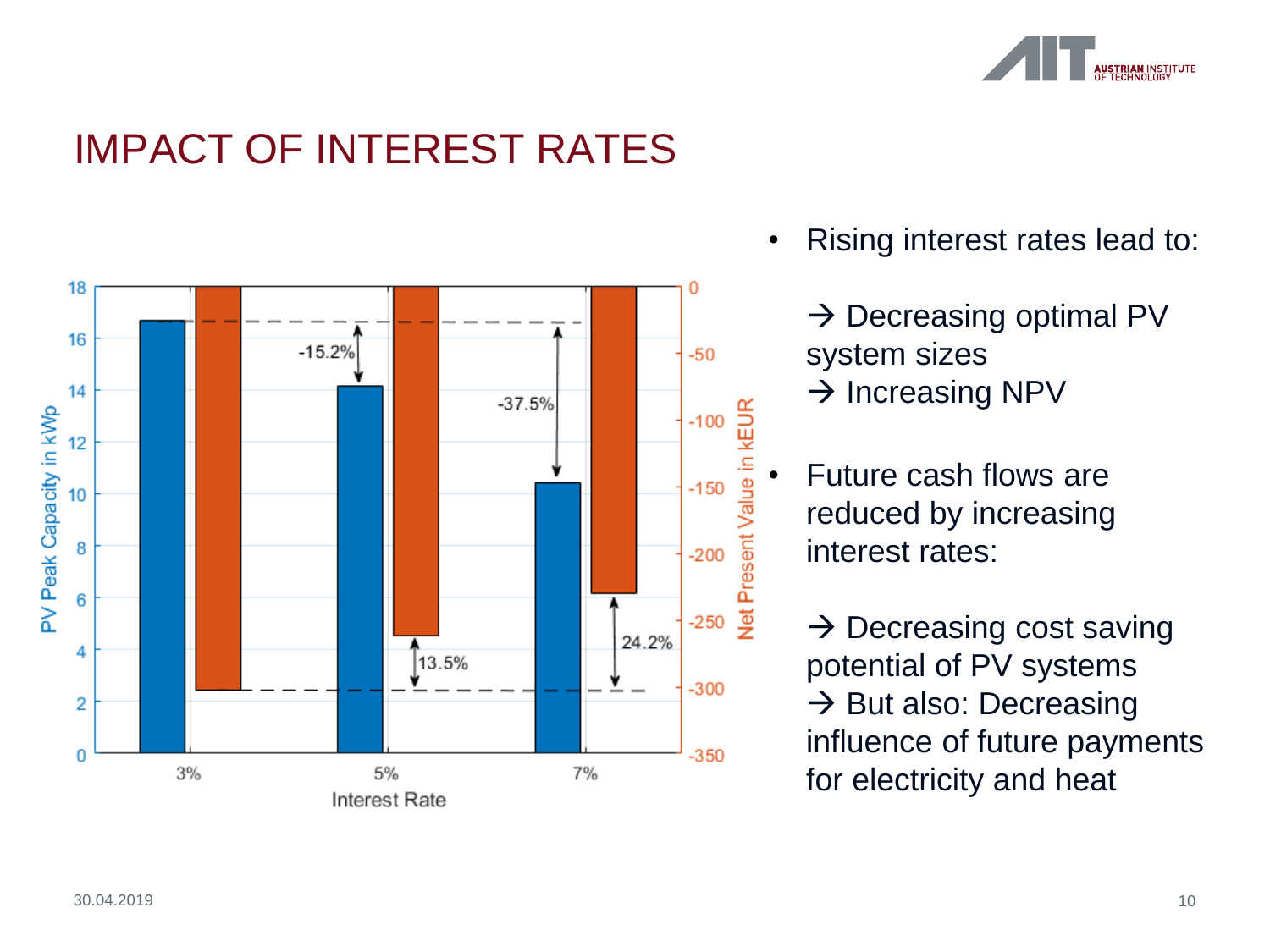# IMPACT OF INTEREST RATES

- Rising interest rates lead to:

  → Decreasing optimal PV system sizes
  → Increasing NPV

- Future cash flows are reduced by increasing interest rates:

  → Decreasing cost saving potential of PV systems
  → But also: Decreasing influence of future payments for electricity and heat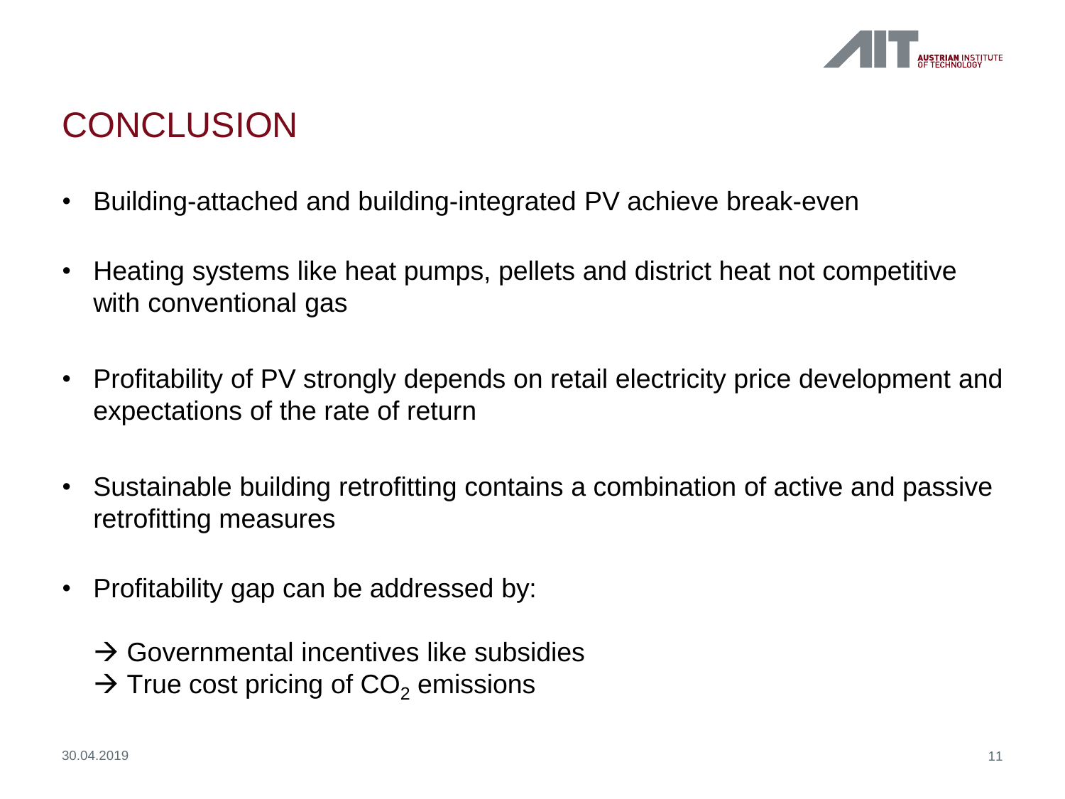# CONCLUSION

- Building-attached and building-integrated PV achieve break-even
- Heating systems like heat pumps, pellets and district heat not competitive with conventional gas
- Profitability of PV strongly depends on retail electricity price development and expectations of the rate of return
- Sustainable building retrofitting contains a combination of active and passive retrofitting measures
- Profitability gap can be addressed by:

  → Governmental incentives like subsidies
  → True cost pricing of $CO_2$ emissions

30.04.2019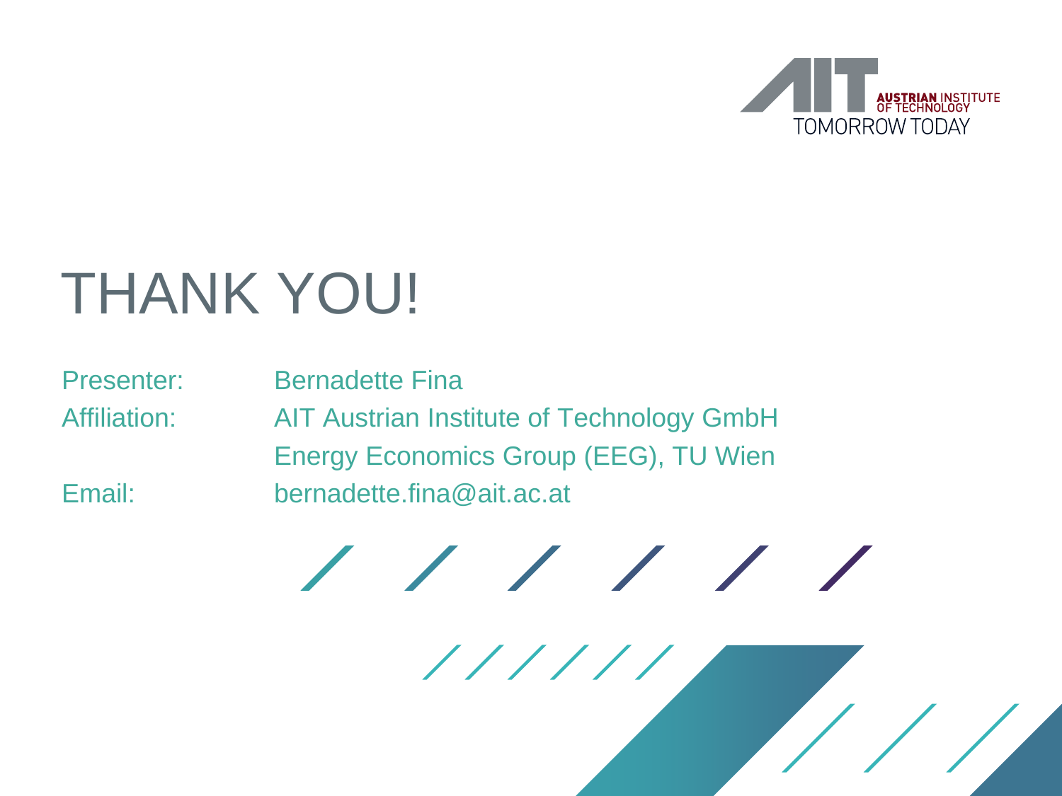# THANK YOU!

| | |
|---|---|
| Presenter: | Bernadette Fina |
| Affiliation: | AIT Austrian Institute of Technology GmbH |
| | Energy Economics Group (EEG), TU Wien |
| Email: | bernadette.fina@ait.ac.at |